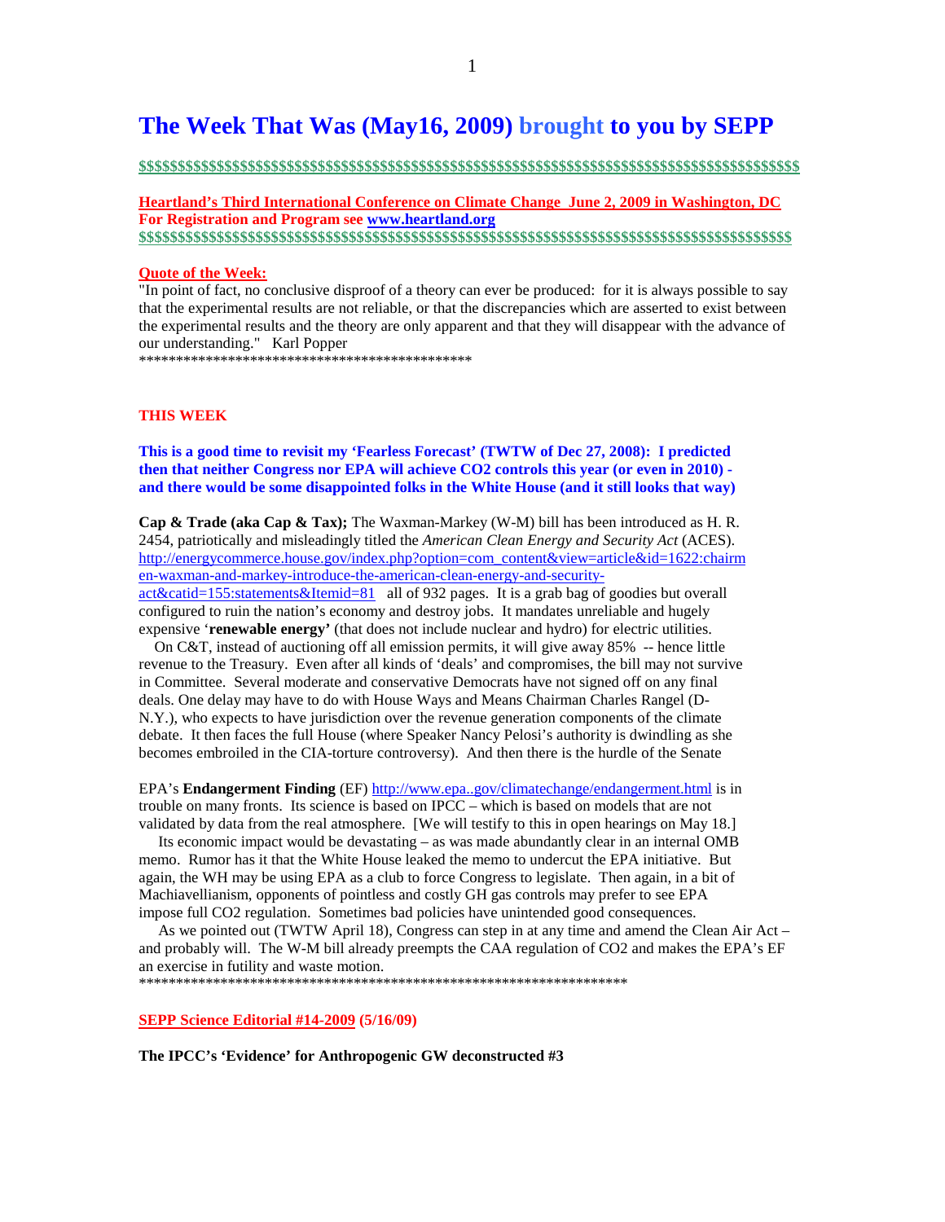# The Week That Was (May16, 2009) brought to you by SEPP

$$$$$$$$$$$$$$$$$$$$$$$$$$$$$$$$$$$$$$$$$$$$$$$$$$$$$$$$$$$$$$$$$$$$$$$$$$$$$$$$$$$$$$$$

**Heartland's Third International Conference on Climate Change June 2, 2009 in Washington, DC**
**For Registration and Program see www.heartland.org**
$$$$$$$$$$$$$$$$$$$$$$$$$$$$$$$$$$$$$$$$$$$$$$$$$$$$$$$$$$$$$$$$$$$$$$$$$$$$$$$$$$$$$$$$

**Quote of the Week:**

"In point of fact, no conclusive disproof of a theory can ever be produced: for it is always possible to say that the experimental results are not reliable, or that the discrepancies which are asserted to exist between the experimental results and the theory are only apparent and that they will disappear with the advance of our understanding." Karl Popper

*********************************************

**THIS WEEK**

**This is a good time to revisit my 'Fearless Forecast' (TWTW of Dec 27, 2008): I predicted then that neither Congress nor EPA will achieve CO2 controls this year (or even in 2010) - and there would be some disappointed folks in the White House (and it still looks that way)**

**Cap & Trade (aka Cap & Tax);** The Waxman-Markey (W-M) bill has been introduced as H. R. 2454, patriotically and misleadingly titled the *American Clean Energy and Security Act* (ACES). http://energycommerce.house.gov/index.php?option=com_content&view=article&id=1622:chairmen-waxman-and-markey-introduce-the-american-clean-energy-and-security-act&catid=155:statements&Itemid=81 all of 932 pages. It is a grab bag of goodies but overall configured to ruin the nation's economy and destroy jobs. It mandates unreliable and hugely expensive '**renewable energy'** (that does not include nuclear and hydro) for electric utilities.

On C&T, instead of auctioning off all emission permits, it will give away 85% -- hence little revenue to the Treasury. Even after all kinds of 'deals' and compromises, the bill may not survive in Committee. Several moderate and conservative Democrats have not signed off on any final deals. One delay may have to do with House Ways and Means Chairman Charles Rangel (D-N.Y.), who expects to have jurisdiction over the revenue generation components of the climate debate. It then faces the full House (where Speaker Nancy Pelosi's authority is dwindling as she becomes embroiled in the CIA-torture controversy). And then there is the hurdle of the Senate

EPA's **Endangerment Finding** (EF) http://www.epa..gov/climatechange/endangerment.html is in trouble on many fronts. Its science is based on IPCC – which is based on models that are not validated by data from the real atmosphere. [We will testify to this in open hearings on May 18.]

Its economic impact would be devastating – as was made abundantly clear in an internal OMB memo. Rumor has it that the White House leaked the memo to undercut the EPA initiative. But again, the WH may be using EPA as a club to force Congress to legislate. Then again, in a bit of Machiavellianism, opponents of pointless and costly GH gas controls may prefer to see EPA impose full CO2 regulation. Sometimes bad policies have unintended good consequences.

As we pointed out (TWTW April 18), Congress can step in at any time and amend the Clean Air Act – and probably will. The W-M bill already preempts the CAA regulation of CO2 and makes the EPA's EF an exercise in futility and waste motion.

*******************************************************************

**SEPP Science Editorial #14-2009 (5/16/09)**

**The IPCC's 'Evidence' for Anthropogenic GW deconstructed #3**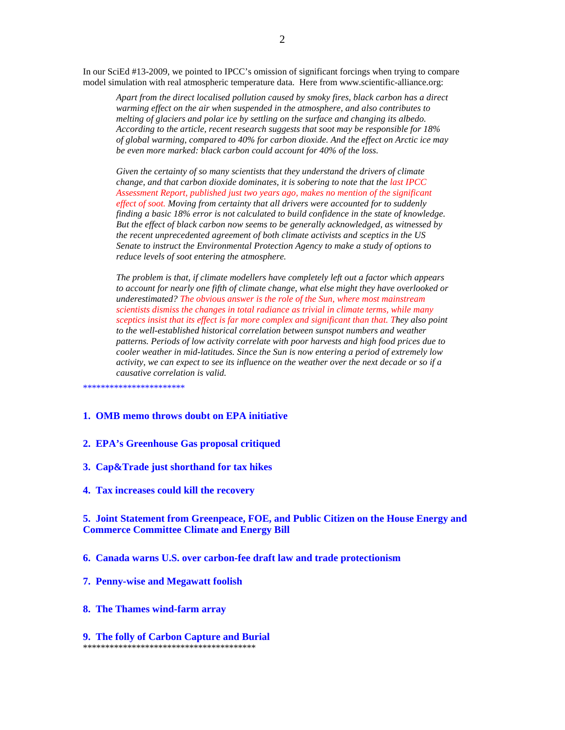In our SciEd #13-2009, we pointed to IPCC's omission of significant forcings when trying to compare model simulation with real atmospheric temperature data. Here from www.scientific-alliance.org:

> *Apart from the direct localised pollution caused by smoky fires, black carbon has a direct warming effect on the air when suspended in the atmosphere, and also contributes to melting of glaciers and polar ice by settling on the surface and changing its albedo. According to the article, recent research suggests that soot may be responsible for 18% of global warming, compared to 40% for carbon dioxide. And the effect on Arctic ice may be even more marked: black carbon could account for 40% of the loss.*
>
> *Given the certainty of so many scientists that they understand the drivers of climate change, and that carbon dioxide dominates, it is sobering to note that the last IPCC Assessment Report, published just two years ago, makes no mention of the significant effect of soot. Moving from certainty that all drivers were accounted for to suddenly finding a basic 18% error is not calculated to build confidence in the state of knowledge. But the effect of black carbon now seems to be generally acknowledged, as witnessed by the recent unprecedented agreement of both climate activists and sceptics in the US Senate to instruct the Environmental Protection Agency to make a study of options to reduce levels of soot entering the atmosphere.*
>
> *The problem is that, if climate modellers have completely left out a factor which appears to account for nearly one fifth of climate change, what else might they have overlooked or underestimated? The obvious answer is the role of the Sun, where most mainstream scientists dismiss the changes in total radiance as trivial in climate terms, while many sceptics insist that its effect is far more complex and significant than that. They also point to the well-established historical correlation between sunspot numbers and weather patterns. Periods of low activity correlate with poor harvests and high food prices due to cooler weather in mid-latitudes. Since the Sun is now entering a period of extremely low activity, we can expect to see its influence on the weather over the next decade or so if a causative correlation is valid.*

***********************

**1. OMB memo throws doubt on EPA initiative**

**2. EPA's Greenhouse Gas proposal critiqued**

**3. Cap&Trade just shorthand for tax hikes**

**4. Tax increases could kill the recovery**

**5. Joint Statement from Greenpeace, FOE, and Public Citizen on the House Energy and Commerce Committee Climate and Energy Bill**

**6. Canada warns U.S. over carbon-fee draft law and trade protectionism**

**7. Penny-wise and Megawatt foolish**

**8. The Thames wind-farm array**

**9. The folly of Carbon Capture and Burial**

***************************************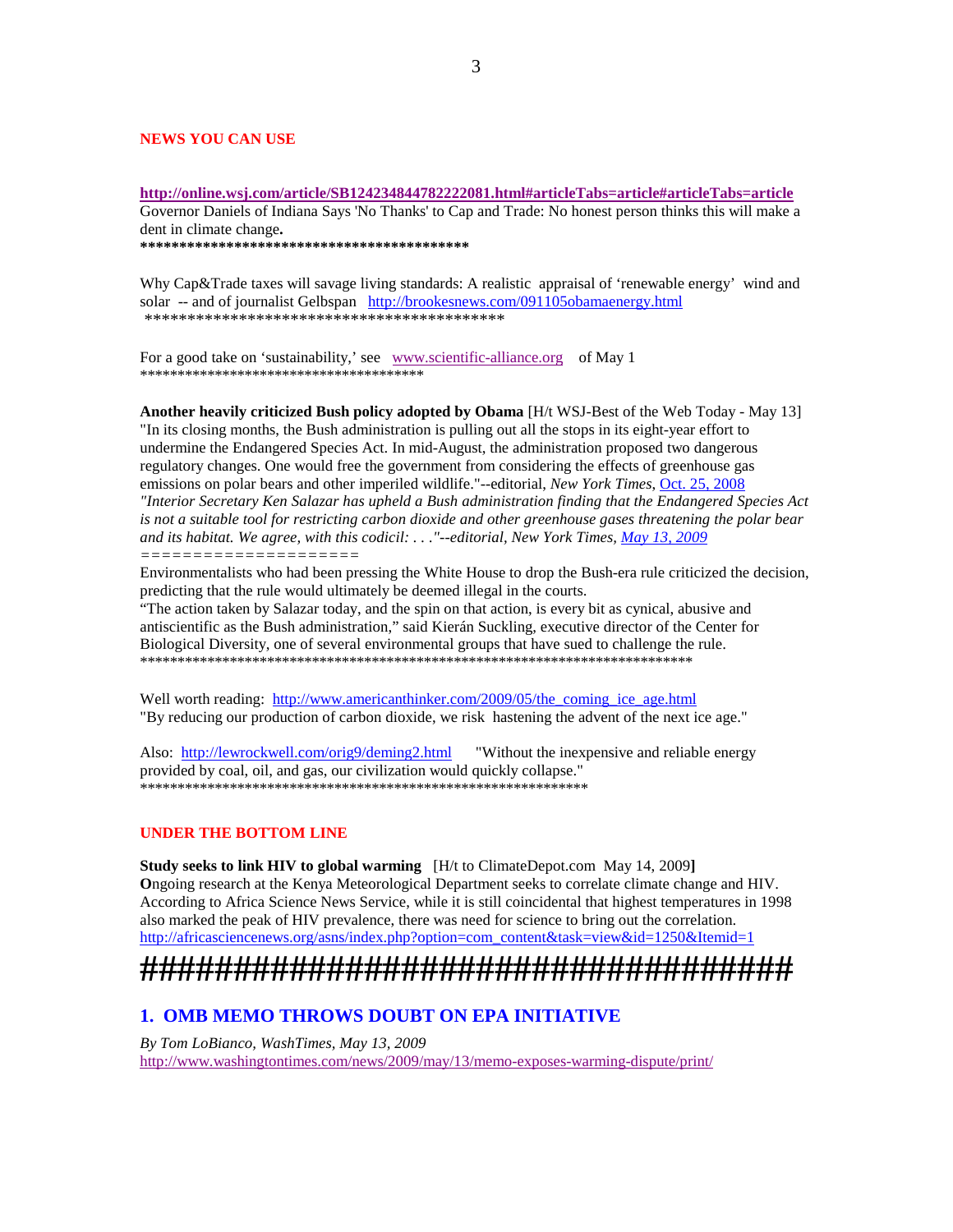**NEWS YOU CAN USE**

**http://online.wsj.com/article/SB124234844782222081.html#articleTabs=article#articleTabs=article**
Governor Daniels of Indiana Says 'No Thanks' to Cap and Trade: No honest person thinks this will make a dent in climate change**.**
**********************************************

Why Cap&Trade taxes will savage living standards: A realistic appraisal of 'renewable energy' wind and solar -- and of journalist Gelbspan http://brookesnews.com/091105obamaenergy.html
**********************************************

For a good take on 'sustainability,' see www.scientific-alliance.org of May 1
****************************************

**Another heavily criticized Bush policy adopted by Obama** [H/t WSJ-Best of the Web Today - May 13]
"In its closing months, the Bush administration is pulling out all the stops in its eight-year effort to undermine the Endangered Species Act. In mid-August, the administration proposed two dangerous regulatory changes. One would free the government from considering the effects of greenhouse gas emissions on polar bears and other imperiled wildlife."--editorial, *New York Times*, Oct. 25, 2008
*"Interior Secretary Ken Salazar has upheld a Bush administration finding that the Endangered Species Act is not a suitable tool for restricting carbon dioxide and other greenhouse gases threatening the polar bear and its habitat. We agree, with this codicil: . . ."--editorial, New York Times, May 13, 2009*
=====================
Environmentalists who had been pressing the White House to drop the Bush-era rule criticized the decision, predicting that the rule would ultimately be deemed illegal in the courts.
"The action taken by Salazar today, and the spin on that action, is every bit as cynical, abusive and antiscientific as the Bush administration," said Kierán Suckling, executive director of the Center for Biological Diversity, one of several environmental groups that have sued to challenge the rule.
****************************************************************************

Well worth reading: http://www.americanthinker.com/2009/05/the_coming_ice_age.html
"By reducing our production of carbon dioxide, we risk hastening the advent of the next ice age."

Also: http://lewrockwell.com/orig9/deming2.html "Without the inexpensive and reliable energy provided by coal, oil, and gas, our civilization would quickly collapse."
**************************************************************

**UNDER THE BOTTOM LINE**

**Study seeks to link HIV to global warming** [H/t to ClimateDepot.com May 14, 2009**]**
**O**ngoing research at the Kenya Meteorological Department seeks to correlate climate change and HIV. According to Africa Science News Service, while it is still coincidental that highest temperatures in 1998 also marked the peak of HIV prevalence, there was need for science to bring out the correlation.
http://africasciencenews.org/asns/index.php?option=com_content&task=view&id=1250&Itemid=1

**######################################**

## 1. OMB MEMO THROWS DOUBT ON EPA INITIATIVE

*By Tom LoBianco, WashTimes, May 13, 2009*
http://www.washingtontimes.com/news/2009/may/13/memo-exposes-warming-dispute/print/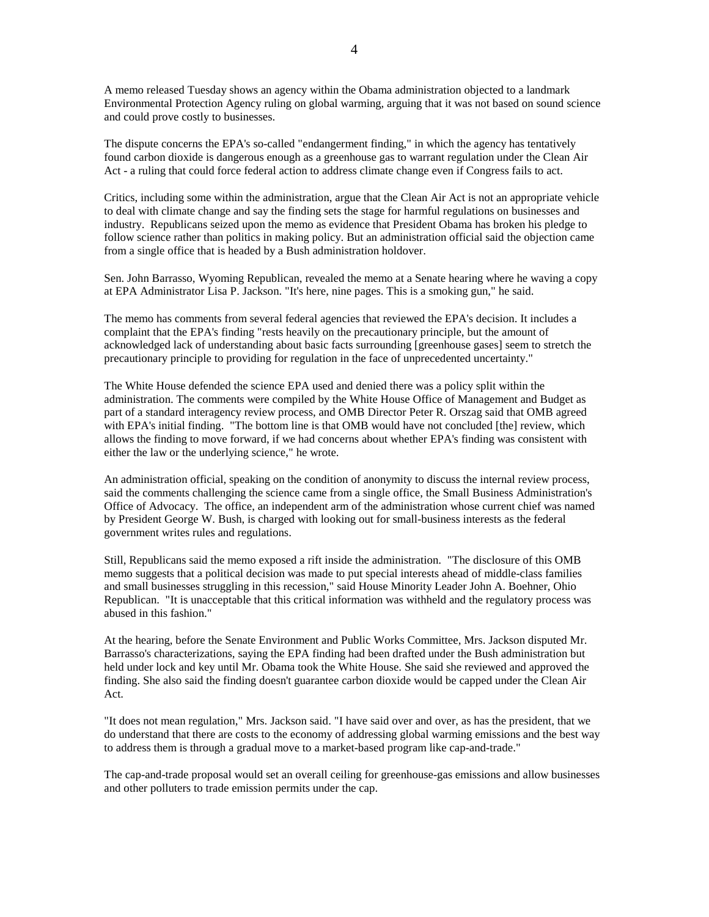A memo released Tuesday shows an agency within the Obama administration objected to a landmark Environmental Protection Agency ruling on global warming, arguing that it was not based on sound science and could prove costly to businesses.

The dispute concerns the EPA's so-called "endangerment finding," in which the agency has tentatively found carbon dioxide is dangerous enough as a greenhouse gas to warrant regulation under the Clean Air Act - a ruling that could force federal action to address climate change even if Congress fails to act.

Critics, including some within the administration, argue that the Clean Air Act is not an appropriate vehicle to deal with climate change and say the finding sets the stage for harmful regulations on businesses and industry. Republicans seized upon the memo as evidence that President Obama has broken his pledge to follow science rather than politics in making policy. But an administration official said the objection came from a single office that is headed by a Bush administration holdover.

Sen. John Barrasso, Wyoming Republican, revealed the memo at a Senate hearing where he waving a copy at EPA Administrator Lisa P. Jackson. "It's here, nine pages. This is a smoking gun," he said.

The memo has comments from several federal agencies that reviewed the EPA's decision. It includes a complaint that the EPA's finding "rests heavily on the precautionary principle, but the amount of acknowledged lack of understanding about basic facts surrounding [greenhouse gases] seem to stretch the precautionary principle to providing for regulation in the face of unprecedented uncertainty."

The White House defended the science EPA used and denied there was a policy split within the administration. The comments were compiled by the White House Office of Management and Budget as part of a standard interagency review process, and OMB Director Peter R. Orszag said that OMB agreed with EPA's initial finding. "The bottom line is that OMB would have not concluded [the] review, which allows the finding to move forward, if we had concerns about whether EPA's finding was consistent with either the law or the underlying science," he wrote.

An administration official, speaking on the condition of anonymity to discuss the internal review process, said the comments challenging the science came from a single office, the Small Business Administration's Office of Advocacy. The office, an independent arm of the administration whose current chief was named by President George W. Bush, is charged with looking out for small-business interests as the federal government writes rules and regulations.

Still, Republicans said the memo exposed a rift inside the administration. "The disclosure of this OMB memo suggests that a political decision was made to put special interests ahead of middle-class families and small businesses struggling in this recession," said House Minority Leader John A. Boehner, Ohio Republican. "It is unacceptable that this critical information was withheld and the regulatory process was abused in this fashion."

At the hearing, before the Senate Environment and Public Works Committee, Mrs. Jackson disputed Mr. Barrasso's characterizations, saying the EPA finding had been drafted under the Bush administration but held under lock and key until Mr. Obama took the White House. She said she reviewed and approved the finding. She also said the finding doesn't guarantee carbon dioxide would be capped under the Clean Air Act.

"It does not mean regulation," Mrs. Jackson said. "I have said over and over, as has the president, that we do understand that there are costs to the economy of addressing global warming emissions and the best way to address them is through a gradual move to a market-based program like cap-and-trade."

The cap-and-trade proposal would set an overall ceiling for greenhouse-gas emissions and allow businesses and other polluters to trade emission permits under the cap.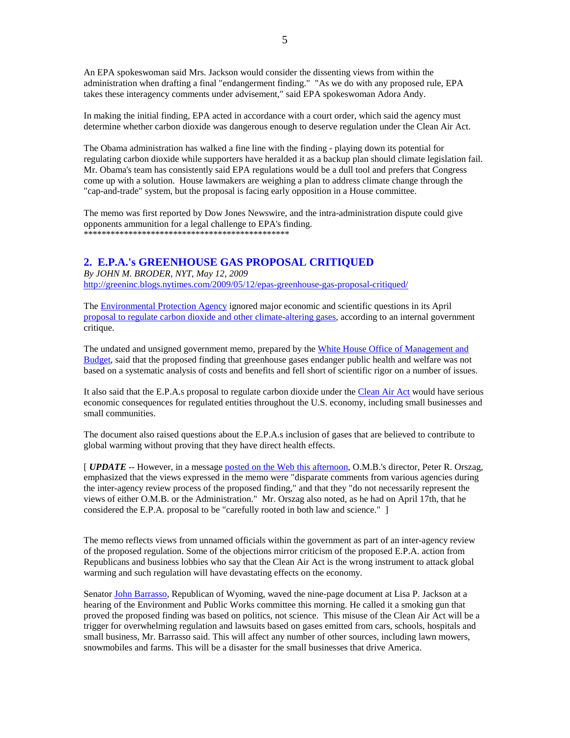An EPA spokeswoman said Mrs. Jackson would consider the dissenting views from within the administration when drafting a final "endangerment finding." "As we do with any proposed rule, EPA takes these interagency comments under advisement," said EPA spokeswoman Adora Andy.

In making the initial finding, EPA acted in accordance with a court order, which said the agency must determine whether carbon dioxide was dangerous enough to deserve regulation under the Clean Air Act.

The Obama administration has walked a fine line with the finding - playing down its potential for regulating carbon dioxide while supporters have heralded it as a backup plan should climate legislation fail. Mr. Obama's team has consistently said EPA regulations would be a dull tool and prefers that Congress come up with a solution. House lawmakers are weighing a plan to address climate change through the "cap-and-trade" system, but the proposal is facing early opposition in a House committee.

The memo was first reported by Dow Jones Newswire, and the intra-administration dispute could give opponents ammunition for a legal challenge to EPA's finding.
***********************************************

## 2. E.P.A.'s GREENHOUSE GAS PROPOSAL CRITIQUED

*By JOHN M. BRODER, NYT, May 12, 2009*
http://greeninc.blogs.nytimes.com/2009/05/12/epas-greenhouse-gas-proposal-critiqued/

The Environmental Protection Agency ignored major economic and scientific questions in its April proposal to regulate carbon dioxide and other climate-altering gases, according to an internal government critique.

The undated and unsigned government memo, prepared by the White House Office of Management and Budget, said that the proposed finding that greenhouse gases endanger public health and welfare was not based on a systematic analysis of costs and benefits and fell short of scientific rigor on a number of issues.

It also said that the E.P.A.s proposal to regulate carbon dioxide under the Clean Air Act would have serious economic consequences for regulated entities throughout the U.S. economy, including small businesses and small communities.

The document also raised questions about the E.P.A.s inclusion of gases that are believed to contribute to global warming without proving that they have direct health effects.

[ ***UPDATE*** -- However, in a message posted on the Web this afternoon, O.M.B.'s director, Peter R. Orszag, emphasized that the views expressed in the memo were "disparate comments from various agencies during the inter-agency review process of the proposed finding," and that they "do not necessarily represent the views of either O.M.B. or the Administration." Mr. Orszag also noted, as he had on April 17th, that he considered the E.P.A. proposal to be "carefully rooted in both law and science." ]

The memo reflects views from unnamed officials within the government as part of an inter-agency review of the proposed regulation. Some of the objections mirror criticism of the proposed E.P.A. action from Republicans and business lobbies who say that the Clean Air Act is the wrong instrument to attack global warming and such regulation will have devastating effects on the economy.

Senator John Barrasso, Republican of Wyoming, waved the nine-page document at Lisa P. Jackson at a hearing of the Environment and Public Works committee this morning. He called it a smoking gun that proved the proposed finding was based on politics, not science. This misuse of the Clean Air Act will be a trigger for overwhelming regulation and lawsuits based on gases emitted from cars, schools, hospitals and small business, Mr. Barrasso said. This will affect any number of other sources, including lawn mowers, snowmobiles and farms. This will be a disaster for the small businesses that drive America.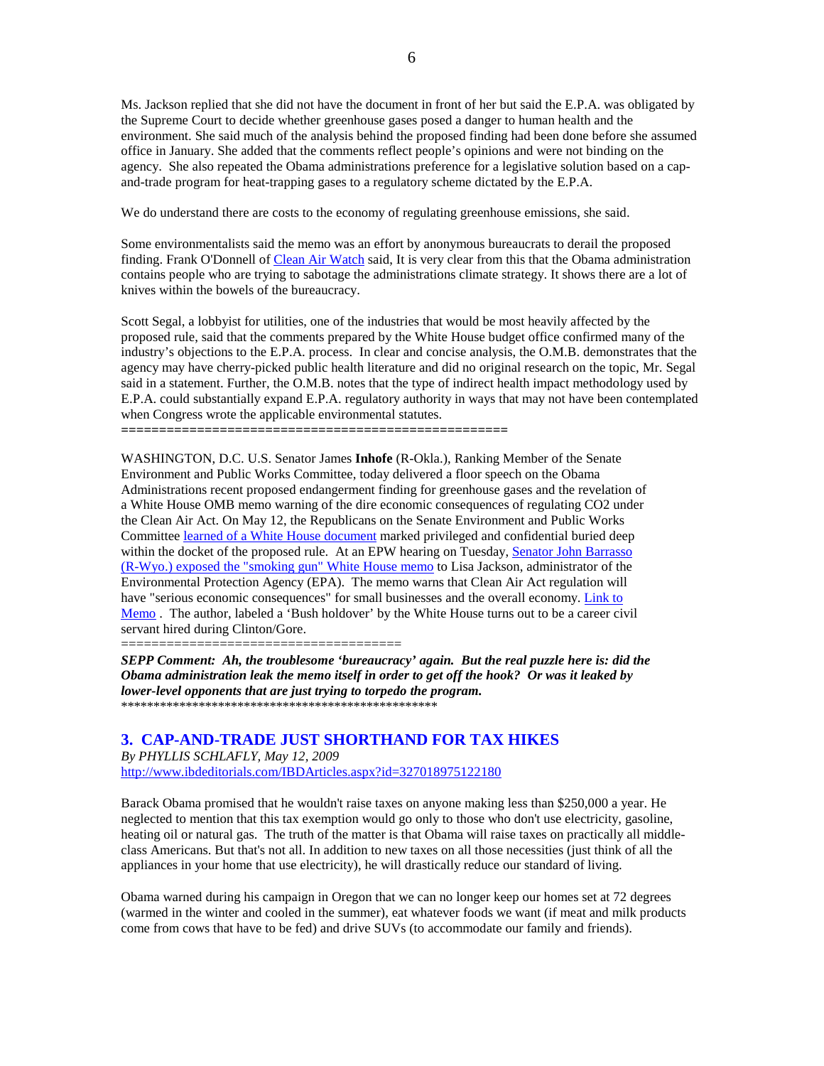Ms. Jackson replied that she did not have the document in front of her but said the E.P.A. was obligated by the Supreme Court to decide whether greenhouse gases posed a danger to human health and the environment. She said much of the analysis behind the proposed finding had been done before she assumed office in January. She added that the comments reflect people's opinions and were not binding on the agency. She also repeated the Obama administrations preference for a legislative solution based on a cap-and-trade program for heat-trapping gases to a regulatory scheme dictated by the E.P.A.

We do understand there are costs to the economy of regulating greenhouse emissions, she said.

Some environmentalists said the memo was an effort by anonymous bureaucrats to derail the proposed finding. Frank O'Donnell of Clean Air Watch said, It is very clear from this that the Obama administration contains people who are trying to sabotage the administrations climate strategy. It shows there are a lot of knives within the bowels of the bureaucracy.

Scott Segal, a lobbyist for utilities, one of the industries that would be most heavily affected by the proposed rule, said that the comments prepared by the White House budget office confirmed many of the industry's objections to the E.P.A. process. In clear and concise analysis, the O.M.B. demonstrates that the agency may have cherry-picked public health literature and did no original research on the topic, Mr. Segal said in a statement. Further, the O.M.B. notes that the type of indirect health impact methodology used by E.P.A. could substantially expand E.P.A. regulatory authority in ways that may not have been contemplated when Congress wrote the applicable environmental statutes.

==================================================

WASHINGTON, D.C. U.S. Senator James **Inhofe** (R-Okla.), Ranking Member of the Senate Environment and Public Works Committee, today delivered a floor speech on the Obama Administrations recent proposed endangerment finding for greenhouse gases and the revelation of a White House OMB memo warning of the dire economic consequences of regulating CO2 under the Clean Air Act. On May 12, the Republicans on the Senate Environment and Public Works Committee learned of a White House document marked privileged and confidential buried deep within the docket of the proposed rule. At an EPW hearing on Tuesday, Senator John Barrasso (R-Wyo.) exposed the "smoking gun" White House memo to Lisa Jackson, administrator of the Environmental Protection Agency (EPA). The memo warns that Clean Air Act regulation will have "serious economic consequences" for small businesses and the overall economy. Link to Memo . The author, labeled a 'Bush holdover' by the White House turns out to be a career civil servant hired during Clinton/Gore.

====================================

***SEPP Comment: Ah, the troublesome 'bureaucracy' again. But the real puzzle here is: did the Obama administration leak the memo itself in order to get off the hook? Or was it leaked by lower-level opponents that are just trying to torpedo the program.***

**************************************************

## 3. CAP-AND-TRADE JUST SHORTHAND FOR TAX HIKES

*By PHYLLIS SCHLAFLY, May 12, 2009*

http://www.ibdeditorials.com/IBDArticles.aspx?id=327018975122180

Barack Obama promised that he wouldn't raise taxes on anyone making less than $250,000 a year. He neglected to mention that this tax exemption would go only to those who don't use electricity, gasoline, heating oil or natural gas. The truth of the matter is that Obama will raise taxes on practically all middle-class Americans. But that's not all. In addition to new taxes on all those necessities (just think of all the appliances in your home that use electricity), he will drastically reduce our standard of living.

Obama warned during his campaign in Oregon that we can no longer keep our homes set at 72 degrees (warmed in the winter and cooled in the summer), eat whatever foods we want (if meat and milk products come from cows that have to be fed) and drive SUVs (to accommodate our family and friends).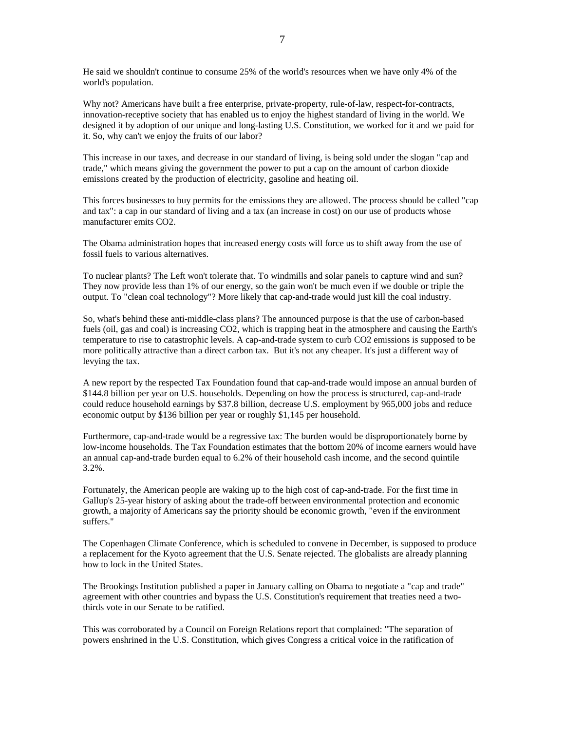He said we shouldn't continue to consume 25% of the world's resources when we have only 4% of the world's population.

Why not? Americans have built a free enterprise, private-property, rule-of-law, respect-for-contracts, innovation-receptive society that has enabled us to enjoy the highest standard of living in the world. We designed it by adoption of our unique and long-lasting U.S. Constitution, we worked for it and we paid for it. So, why can't we enjoy the fruits of our labor?

This increase in our taxes, and decrease in our standard of living, is being sold under the slogan "cap and trade," which means giving the government the power to put a cap on the amount of carbon dioxide emissions created by the production of electricity, gasoline and heating oil.

This forces businesses to buy permits for the emissions they are allowed. The process should be called "cap and tax": a cap in our standard of living and a tax (an increase in cost) on our use of products whose manufacturer emits $CO_2$.

The Obama administration hopes that increased energy costs will force us to shift away from the use of fossil fuels to various alternatives.

To nuclear plants? The Left won't tolerate that. To windmills and solar panels to capture wind and sun? They now provide less than 1% of our energy, so the gain won't be much even if we double or triple the output. To "clean coal technology"? More likely that cap-and-trade would just kill the coal industry.

So, what's behind these anti-middle-class plans? The announced purpose is that the use of carbon-based fuels (oil, gas and coal) is increasing $CO_2$, which is trapping heat in the atmosphere and causing the Earth's temperature to rise to catastrophic levels. A cap-and-trade system to curb $CO_2$ emissions is supposed to be more politically attractive than a direct carbon tax. But it's not any cheaper. It's just a different way of levying the tax.

A new report by the respected Tax Foundation found that cap-and-trade would impose an annual burden of $144.8 billion per year on U.S. households. Depending on how the process is structured, cap-and-trade could reduce household earnings by $37.8 billion, decrease U.S. employment by 965,000 jobs and reduce economic output by $136 billion per year or roughly $1,145 per household.

Furthermore, cap-and-trade would be a regressive tax: The burden would be disproportionately borne by low-income households. The Tax Foundation estimates that the bottom 20% of income earners would have an annual cap-and-trade burden equal to 6.2% of their household cash income, and the second quintile 3.2%.

Fortunately, the American people are waking up to the high cost of cap-and-trade. For the first time in Gallup's 25-year history of asking about the trade-off between environmental protection and economic growth, a majority of Americans say the priority should be economic growth, "even if the environment suffers."

The Copenhagen Climate Conference, which is scheduled to convene in December, is supposed to produce a replacement for the Kyoto agreement that the U.S. Senate rejected. The globalists are already planning how to lock in the United States.

The Brookings Institution published a paper in January calling on Obama to negotiate a "cap and trade" agreement with other countries and bypass the U.S. Constitution's requirement that treaties need a two-thirds vote in our Senate to be ratified.

This was corroborated by a Council on Foreign Relations report that complained: "The separation of powers enshrined in the U.S. Constitution, which gives Congress a critical voice in the ratification of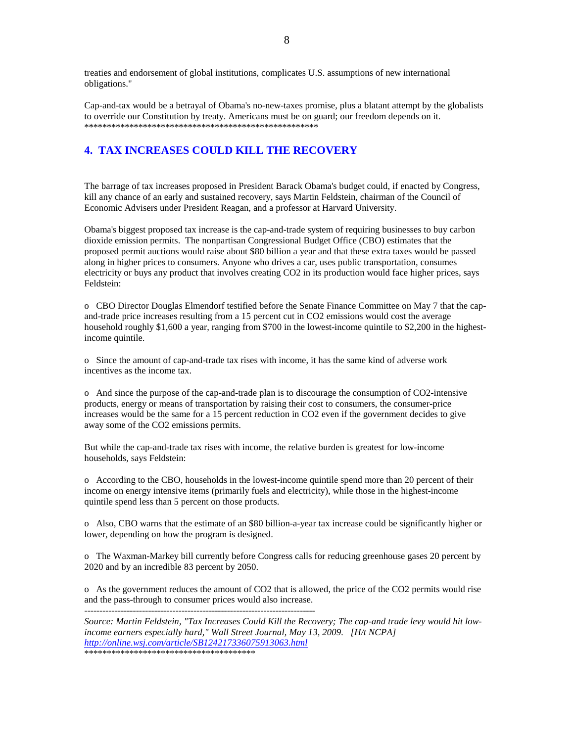treaties and endorsement of global institutions, complicates U.S. assumptions of new international obligations."

Cap-and-tax would be a betrayal of Obama's no-new-taxes promise, plus a blatant attempt by the globalists to override our Constitution by treaty. Americans must be on guard; our freedom depends on it.
*****************************************************

## 4. TAX INCREASES COULD KILL THE RECOVERY

The barrage of tax increases proposed in President Barack Obama's budget could, if enacted by Congress, kill any chance of an early and sustained recovery, says Martin Feldstein, chairman of the Council of Economic Advisers under President Reagan, and a professor at Harvard University.

Obama's biggest proposed tax increase is the cap-and-trade system of requiring businesses to buy carbon dioxide emission permits. The nonpartisan Congressional Budget Office (CBO) estimates that the proposed permit auctions would raise about $80 billion a year and that these extra taxes would be passed along in higher prices to consumers. Anyone who drives a car, uses public transportation, consumes electricity or buys any product that involves creating CO2 in its production would face higher prices, says Feldstein:

o CBO Director Douglas Elmendorf testified before the Senate Finance Committee on May 7 that the cap-and-trade price increases resulting from a 15 percent cut in CO2 emissions would cost the average household roughly $1,600 a year, ranging from $700 in the lowest-income quintile to $2,200 in the highest-income quintile.

o Since the amount of cap-and-trade tax rises with income, it has the same kind of adverse work incentives as the income tax.

o And since the purpose of the cap-and-trade plan is to discourage the consumption of CO2-intensive products, energy or means of transportation by raising their cost to consumers, the consumer-price increases would be the same for a 15 percent reduction in CO2 even if the government decides to give away some of the CO2 emissions permits.

But while the cap-and-trade tax rises with income, the relative burden is greatest for low-income households, says Feldstein:

o According to the CBO, households in the lowest-income quintile spend more than 20 percent of their income on energy intensive items (primarily fuels and electricity), while those in the highest-income quintile spend less than 5 percent on those products.

o Also, CBO warns that the estimate of an $80 billion-a-year tax increase could be significantly higher or lower, depending on how the program is designed.

o The Waxman-Markey bill currently before Congress calls for reducing greenhouse gases 20 percent by 2020 and by an incredible 83 percent by 2050.

o As the government reduces the amount of CO2 that is allowed, the price of the CO2 permits would rise and the pass-through to consumer prices would also increase.

---

*Source: Martin Feldstein, "Tax Increases Could Kill the Recovery; The cap-and trade levy would hit low-income earners especially hard," Wall Street Journal, May 13, 2009. [H/t NCPA]*
*http://online.wsj.com/article/SB124217336075913063.html*
**************************************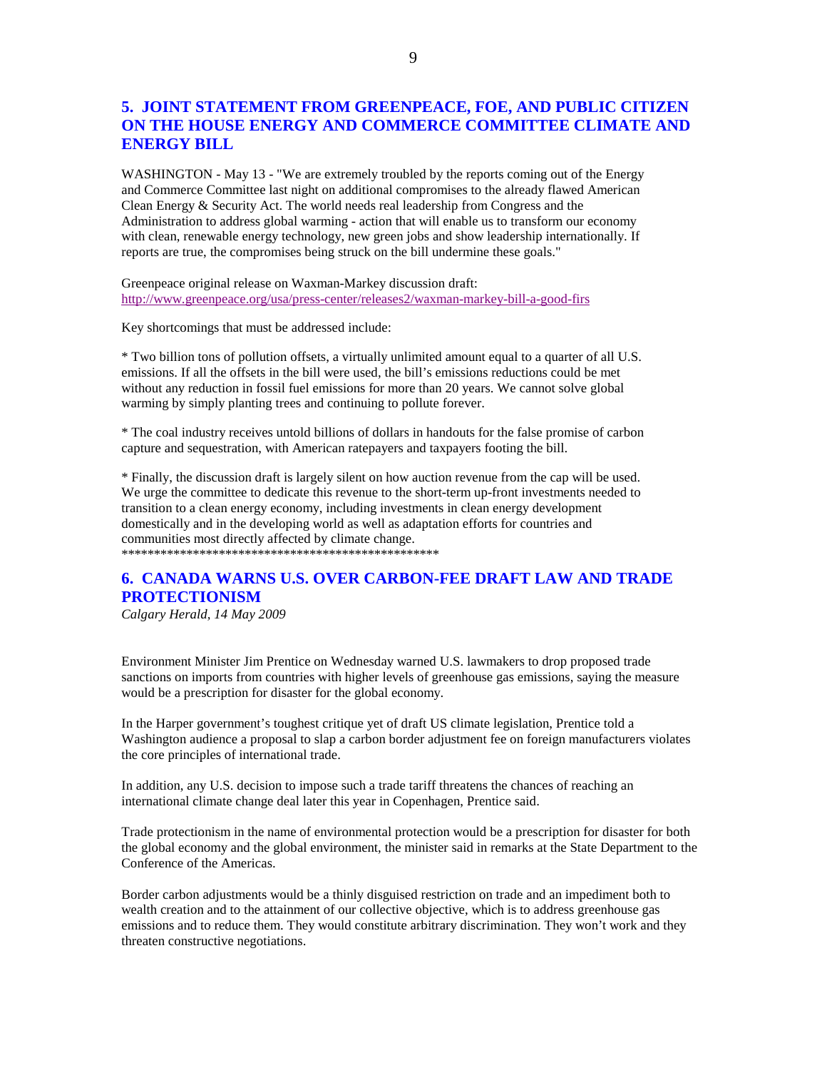## 5. JOINT STATEMENT FROM GREENPEACE, FOE, AND PUBLIC CITIZEN ON THE HOUSE ENERGY AND COMMERCE COMMITTEE CLIMATE AND ENERGY BILL

WASHINGTON - May 13 - "We are extremely troubled by the reports coming out of the Energy and Commerce Committee last night on additional compromises to the already flawed American Clean Energy & Security Act. The world needs real leadership from Congress and the Administration to address global warming - action that will enable us to transform our economy with clean, renewable energy technology, new green jobs and show leadership internationally. If reports are true, the compromises being struck on the bill undermine these goals."

Greenpeace original release on Waxman-Markey discussion draft:
http://www.greenpeace.org/usa/press-center/releases2/waxman-markey-bill-a-good-firs

Key shortcomings that must be addressed include:

* Two billion tons of pollution offsets, a virtually unlimited amount equal to a quarter of all U.S. emissions. If all the offsets in the bill were used, the bill's emissions reductions could be met without any reduction in fossil fuel emissions for more than 20 years. We cannot solve global warming by simply planting trees and continuing to pollute forever.

* The coal industry receives untold billions of dollars in handouts for the false promise of carbon capture and sequestration, with American ratepayers and taxpayers footing the bill.

* Finally, the discussion draft is largely silent on how auction revenue from the cap will be used. We urge the committee to dedicate this revenue to the short-term up-front investments needed to transition to a clean energy economy, including investments in clean energy development domestically and in the developing world as well as adaptation efforts for countries and communities most directly affected by climate change.

\*\*\*\*\*\*\*\*\*\*\*\*\*\*\*\*\*\*\*\*\*\*\*\*\*\*\*\*\*\*\*\*\*\*\*\*\*\*\*\*\*\*\*\*\*\*\*\*\*\*

## 6. CANADA WARNS U.S. OVER CARBON-FEE DRAFT LAW AND TRADE PROTECTIONISM

*Calgary Herald, 14 May 2009*

Environment Minister Jim Prentice on Wednesday warned U.S. lawmakers to drop proposed trade sanctions on imports from countries with higher levels of greenhouse gas emissions, saying the measure would be a prescription for disaster for the global economy.

In the Harper government's toughest critique yet of draft US climate legislation, Prentice told a Washington audience a proposal to slap a carbon border adjustment fee on foreign manufacturers violates the core principles of international trade.

In addition, any U.S. decision to impose such a trade tariff threatens the chances of reaching an international climate change deal later this year in Copenhagen, Prentice said.

Trade protectionism in the name of environmental protection would be a prescription for disaster for both the global economy and the global environment, the minister said in remarks at the State Department to the Conference of the Americas.

Border carbon adjustments would be a thinly disguised restriction on trade and an impediment both to wealth creation and to the attainment of our collective objective, which is to address greenhouse gas emissions and to reduce them. They would constitute arbitrary discrimination. They won't work and they threaten constructive negotiations.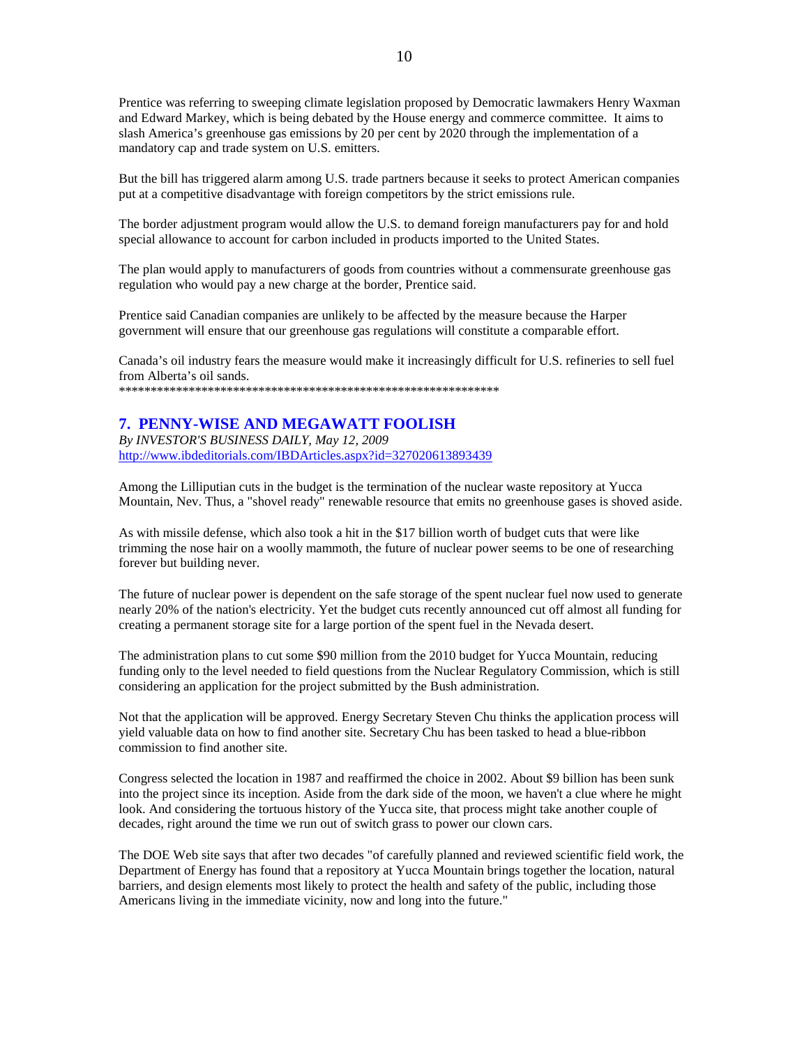Prentice was referring to sweeping climate legislation proposed by Democratic lawmakers Henry Waxman and Edward Markey, which is being debated by the House energy and commerce committee. It aims to slash America's greenhouse gas emissions by 20 per cent by 2020 through the implementation of a mandatory cap and trade system on U.S. emitters.

But the bill has triggered alarm among U.S. trade partners because it seeks to protect American companies put at a competitive disadvantage with foreign competitors by the strict emissions rule.

The border adjustment program would allow the U.S. to demand foreign manufacturers pay for and hold special allowance to account for carbon included in products imported to the United States.

The plan would apply to manufacturers of goods from countries without a commensurate greenhouse gas regulation who would pay a new charge at the border, Prentice said.

Prentice said Canadian companies are unlikely to be affected by the measure because the Harper government will ensure that our greenhouse gas regulations will constitute a comparable effort.

Canada's oil industry fears the measure would make it increasingly difficult for U.S. refineries to sell fuel from Alberta's oil sands.
************************************************************

## 7. PENNY-WISE AND MEGAWATT FOOLISH

*By INVESTOR'S BUSINESS DAILY, May 12, 2009*
http://www.ibdeditorials.com/IBDArticles.aspx?id=327020613893439

Among the Lilliputian cuts in the budget is the termination of the nuclear waste repository at Yucca Mountain, Nev. Thus, a "shovel ready" renewable resource that emits no greenhouse gases is shoved aside.

As with missile defense, which also took a hit in the $17 billion worth of budget cuts that were like trimming the nose hair on a woolly mammoth, the future of nuclear power seems to be one of researching forever but building never.

The future of nuclear power is dependent on the safe storage of the spent nuclear fuel now used to generate nearly 20% of the nation's electricity. Yet the budget cuts recently announced cut off almost all funding for creating a permanent storage site for a large portion of the spent fuel in the Nevada desert.

The administration plans to cut some $90 million from the 2010 budget for Yucca Mountain, reducing funding only to the level needed to field questions from the Nuclear Regulatory Commission, which is still considering an application for the project submitted by the Bush administration.

Not that the application will be approved. Energy Secretary Steven Chu thinks the application process will yield valuable data on how to find another site. Secretary Chu has been tasked to head a blue-ribbon commission to find another site.

Congress selected the location in 1987 and reaffirmed the choice in 2002. About $9 billion has been sunk into the project since its inception. Aside from the dark side of the moon, we haven't a clue where he might look. And considering the tortuous history of the Yucca site, that process might take another couple of decades, right around the time we run out of switch grass to power our clown cars.

The DOE Web site says that after two decades "of carefully planned and reviewed scientific field work, the Department of Energy has found that a repository at Yucca Mountain brings together the location, natural barriers, and design elements most likely to protect the health and safety of the public, including those Americans living in the immediate vicinity, now and long into the future."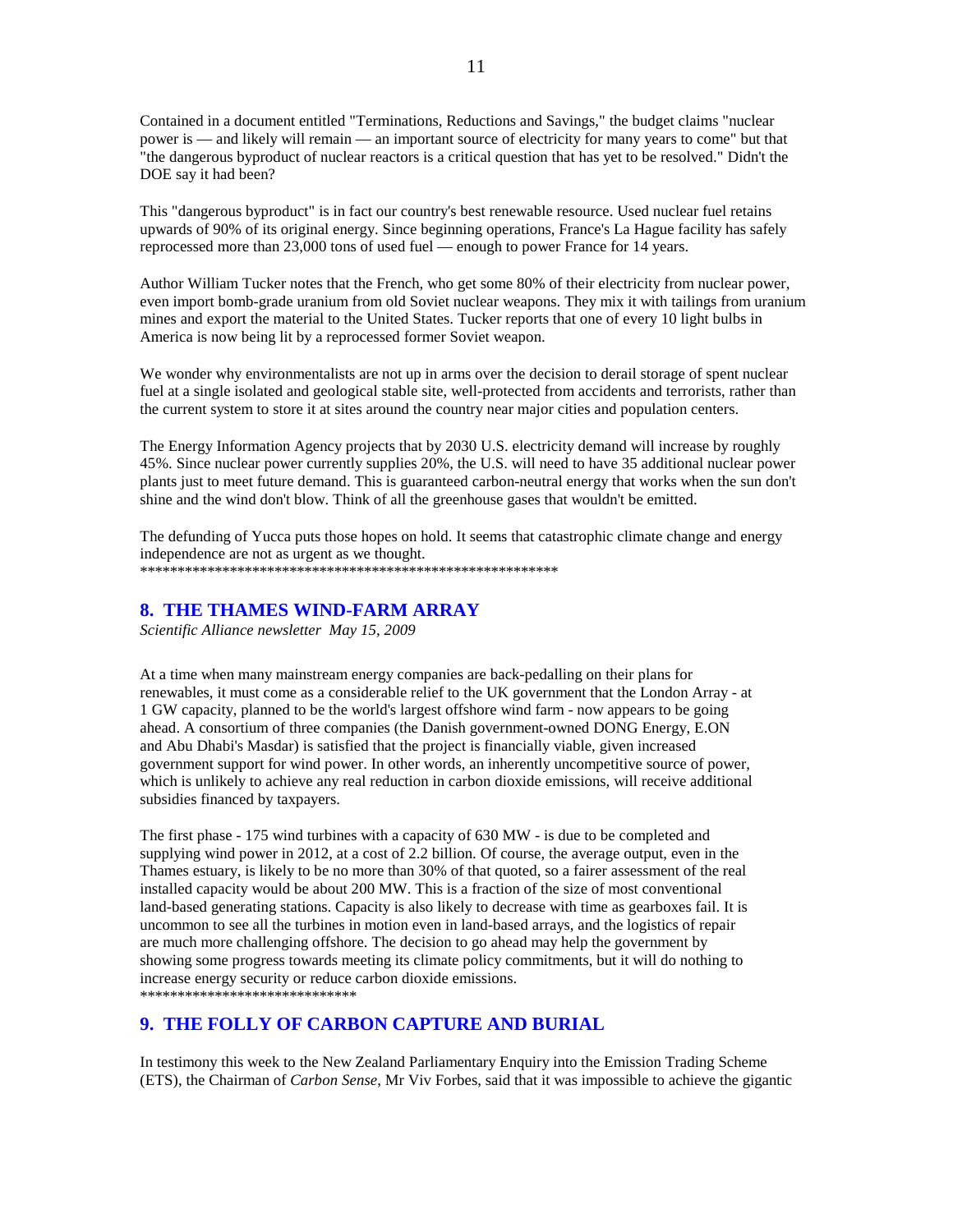Contained in a document entitled "Terminations, Reductions and Savings," the budget claims "nuclear power is — and likely will remain — an important source of electricity for many years to come" but that "the dangerous byproduct of nuclear reactors is a critical question that has yet to be resolved." Didn't the DOE say it had been?

This "dangerous byproduct" is in fact our country's best renewable resource. Used nuclear fuel retains upwards of 90% of its original energy. Since beginning operations, France's La Hague facility has safely reprocessed more than 23,000 tons of used fuel — enough to power France for 14 years.

Author William Tucker notes that the French, who get some 80% of their electricity from nuclear power, even import bomb-grade uranium from old Soviet nuclear weapons. They mix it with tailings from uranium mines and export the material to the United States. Tucker reports that one of every 10 light bulbs in America is now being lit by a reprocessed former Soviet weapon.

We wonder why environmentalists are not up in arms over the decision to derail storage of spent nuclear fuel at a single isolated and geological stable site, well-protected from accidents and terrorists, rather than the current system to store it at sites around the country near major cities and population centers.

The Energy Information Agency projects that by 2030 U.S. electricity demand will increase by roughly 45%. Since nuclear power currently supplies 20%, the U.S. will need to have 35 additional nuclear power plants just to meet future demand. This is guaranteed carbon-neutral energy that works when the sun don't shine and the wind don't blow. Think of all the greenhouse gases that wouldn't be emitted.

The defunding of Yucca puts those hopes on hold. It seems that catastrophic climate change and energy independence are not as urgent as we thought.

*********************************************************

## 8. THE THAMES WIND-FARM ARRAY

*Scientific Alliance newsletter May 15, 2009*

At a time when many mainstream energy companies are back-pedalling on their plans for renewables, it must come as a considerable relief to the UK government that the London Array - at 1 GW capacity, planned to be the world's largest offshore wind farm - now appears to be going ahead. A consortium of three companies (the Danish government-owned DONG Energy, E.ON and Abu Dhabi's Masdar) is satisfied that the project is financially viable, given increased government support for wind power. In other words, an inherently uncompetitive source of power, which is unlikely to achieve any real reduction in carbon dioxide emissions, will receive additional subsidies financed by taxpayers.

The first phase - 175 wind turbines with a capacity of 630 MW - is due to be completed and supplying wind power in 2012, at a cost of 2.2 billion. Of course, the average output, even in the Thames estuary, is likely to be no more than 30% of that quoted, so a fairer assessment of the real installed capacity would be about 200 MW. This is a fraction of the size of most conventional land-based generating stations. Capacity is also likely to decrease with time as gearboxes fail. It is uncommon to see all the turbines in motion even in land-based arrays, and the logistics of repair are much more challenging offshore. The decision to go ahead may help the government by showing some progress towards meeting its climate policy commitments, but it will do nothing to increase energy security or reduce carbon dioxide emissions.

*****************************

## 9. THE FOLLY OF CARBON CAPTURE AND BURIAL

In testimony this week to the New Zealand Parliamentary Enquiry into the Emission Trading Scheme (ETS), the Chairman of *Carbon Sense*, Mr Viv Forbes, said that it was impossible to achieve the gigantic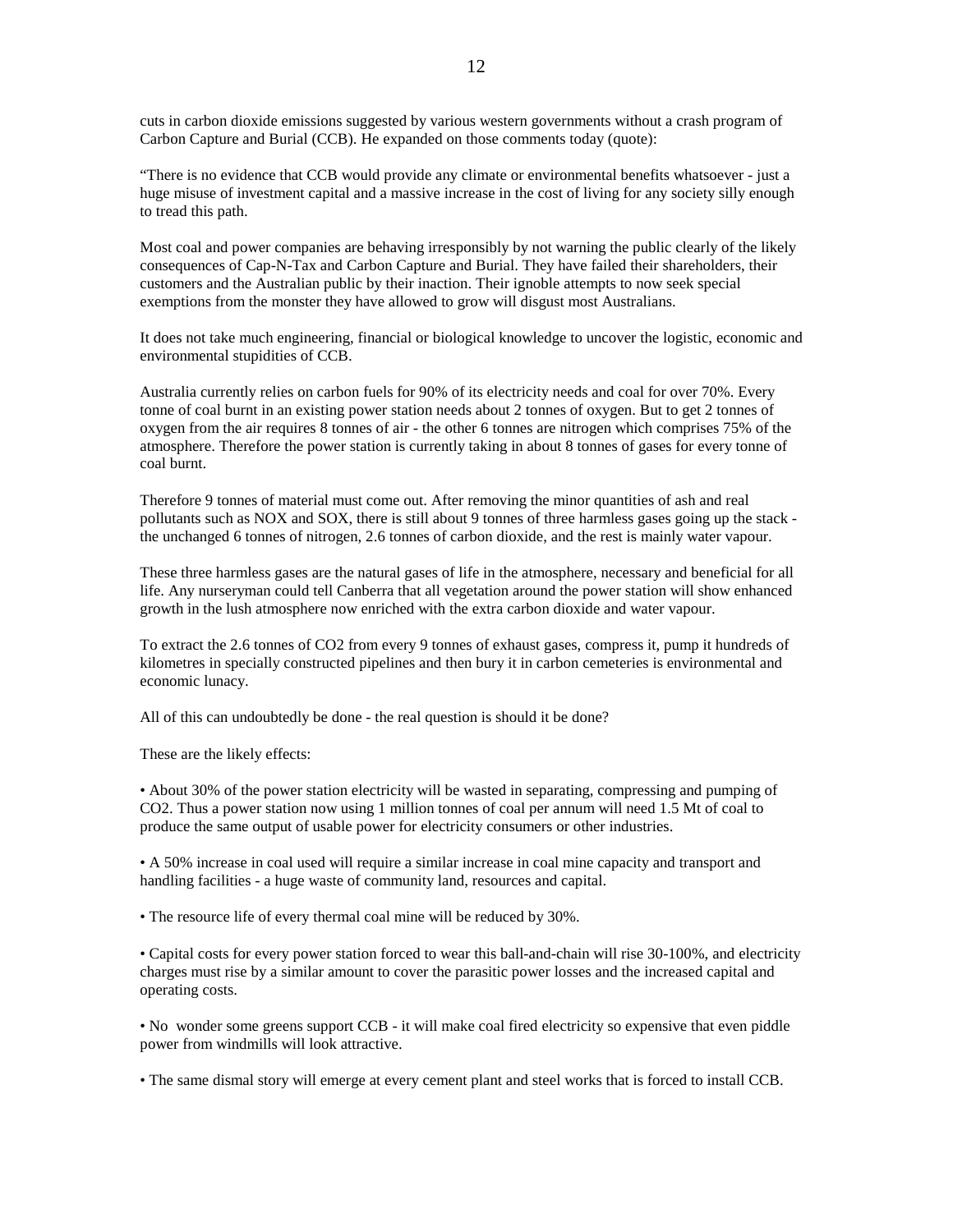cuts in carbon dioxide emissions suggested by various western governments without a crash program of Carbon Capture and Burial (CCB). He expanded on those comments today (quote):

"There is no evidence that CCB would provide any climate or environmental benefits whatsoever - just a huge misuse of investment capital and a massive increase in the cost of living for any society silly enough to tread this path.

Most coal and power companies are behaving irresponsibly by not warning the public clearly of the likely consequences of Cap-N-Tax and Carbon Capture and Burial. They have failed their shareholders, their customers and the Australian public by their inaction. Their ignoble attempts to now seek special exemptions from the monster they have allowed to grow will disgust most Australians.

It does not take much engineering, financial or biological knowledge to uncover the logistic, economic and environmental stupidities of CCB.

Australia currently relies on carbon fuels for 90% of its electricity needs and coal for over 70%. Every tonne of coal burnt in an existing power station needs about 2 tonnes of oxygen. But to get 2 tonnes of oxygen from the air requires 8 tonnes of air - the other 6 tonnes are nitrogen which comprises 75% of the atmosphere. Therefore the power station is currently taking in about 8 tonnes of gases for every tonne of coal burnt.

Therefore 9 tonnes of material must come out. After removing the minor quantities of ash and real pollutants such as NOX and SOX, there is still about 9 tonnes of three harmless gases going up the stack - the unchanged 6 tonnes of nitrogen, 2.6 tonnes of carbon dioxide, and the rest is mainly water vapour.

These three harmless gases are the natural gases of life in the atmosphere, necessary and beneficial for all life. Any nurseryman could tell Canberra that all vegetation around the power station will show enhanced growth in the lush atmosphere now enriched with the extra carbon dioxide and water vapour.

To extract the 2.6 tonnes of $CO_2$ from every 9 tonnes of exhaust gases, compress it, pump it hundreds of kilometres in specially constructed pipelines and then bury it in carbon cemeteries is environmental and economic lunacy.

All of this can undoubtedly be done - the real question is should it be done?

These are the likely effects:

- About 30% of the power station electricity will be wasted in separating, compressing and pumping of $CO_2$. Thus a power station now using 1 million tonnes of coal per annum will need 1.5 Mt of coal to produce the same output of usable power for electricity consumers or other industries.

- A 50% increase in coal used will require a similar increase in coal mine capacity and transport and handling facilities - a huge waste of community land, resources and capital.

- The resource life of every thermal coal mine will be reduced by 30%.

- Capital costs for every power station forced to wear this ball-and-chain will rise 30-100%, and electricity charges must rise by a similar amount to cover the parasitic power losses and the increased capital and operating costs.

- No wonder some greens support CCB - it will make coal fired electricity so expensive that even piddle power from windmills will look attractive.

- The same dismal story will emerge at every cement plant and steel works that is forced to install CCB.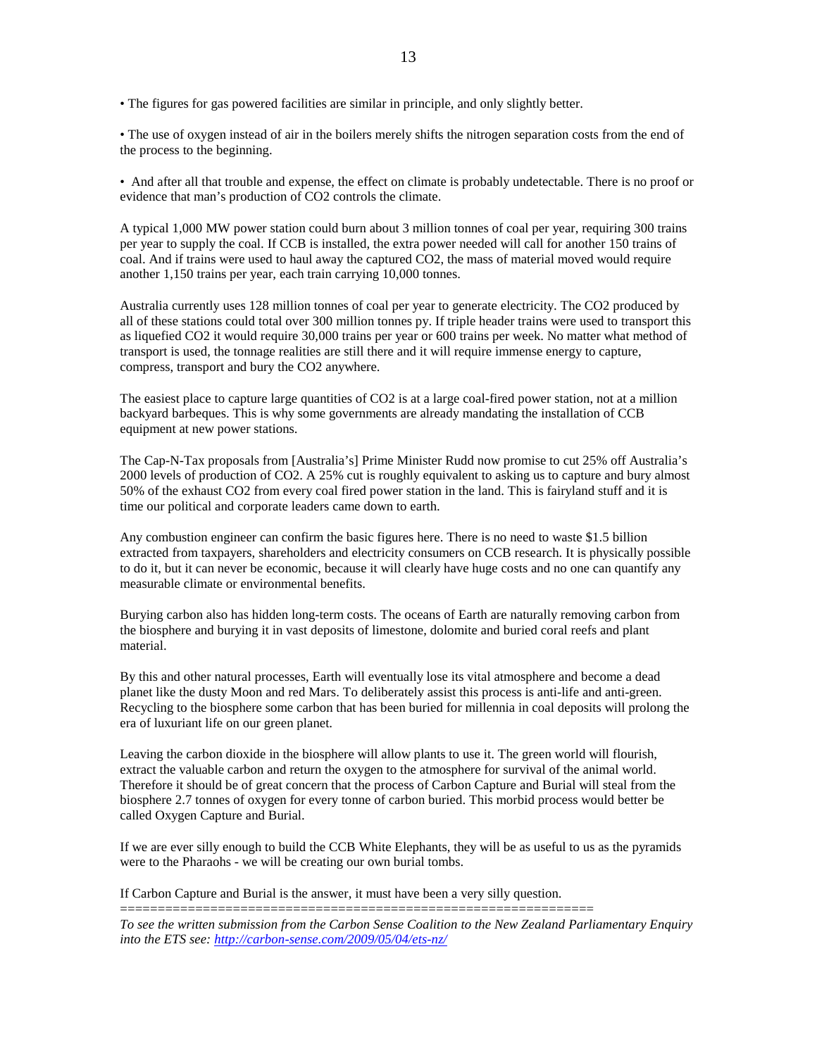- The figures for gas powered facilities are similar in principle, and only slightly better.

- The use of oxygen instead of air in the boilers merely shifts the nitrogen separation costs from the end of the process to the beginning.

- And after all that trouble and expense, the effect on climate is probably undetectable. There is no proof or evidence that man's production of $CO_2$ controls the climate.

A typical 1,000 MW power station could burn about 3 million tonnes of coal per year, requiring 300 trains per year to supply the coal. If CCB is installed, the extra power needed will call for another 150 trains of coal. And if trains were used to haul away the captured $CO_2$, the mass of material moved would require another 1,150 trains per year, each train carrying 10,000 tonnes.

Australia currently uses 128 million tonnes of coal per year to generate electricity. The $CO_2$ produced by all of these stations could total over 300 million tonnes py. If triple header trains were used to transport this as liquefied $CO_2$ it would require 30,000 trains per year or 600 trains per week. No matter what method of transport is used, the tonnage realities are still there and it will require immense energy to capture, compress, transport and bury the $CO_2$ anywhere.

The easiest place to capture large quantities of $CO_2$ is at a large coal-fired power station, not at a million backyard barbeques. This is why some governments are already mandating the installation of CCB equipment at new power stations.

The Cap-N-Tax proposals from [Australia's] Prime Minister Rudd now promise to cut 25% off Australia's 2000 levels of production of $CO_2$. A 25% cut is roughly equivalent to asking us to capture and bury almost 50% of the exhaust $CO_2$ from every coal fired power station in the land. This is fairyland stuff and it is time our political and corporate leaders came down to earth.

Any combustion engineer can confirm the basic figures here. There is no need to waste $1.5 billion extracted from taxpayers, shareholders and electricity consumers on CCB research. It is physically possible to do it, but it can never be economic, because it will clearly have huge costs and no one can quantify any measurable climate or environmental benefits.

Burying carbon also has hidden long-term costs. The oceans of Earth are naturally removing carbon from the biosphere and burying it in vast deposits of limestone, dolomite and buried coral reefs and plant material.

By this and other natural processes, Earth will eventually lose its vital atmosphere and become a dead planet like the dusty Moon and red Mars. To deliberately assist this process is anti-life and anti-green. Recycling to the biosphere some carbon that has been buried for millennia in coal deposits will prolong the era of luxuriant life on our green planet.

Leaving the carbon dioxide in the biosphere will allow plants to use it. The green world will flourish, extract the valuable carbon and return the oxygen to the atmosphere for survival of the animal world. Therefore it should be of great concern that the process of Carbon Capture and Burial will steal from the biosphere 2.7 tonnes of oxygen for every tonne of carbon buried. This morbid process would better be called Oxygen Capture and Burial.

If we are ever silly enough to build the CCB White Elephants, they will be as useful to us as the pyramids were to the Pharaohs - we will be creating our own burial tombs.

If Carbon Capture and Burial is the answer, it must have been a very silly question.

==============================================================

*To see the written submission from the Carbon Sense Coalition to the New Zealand Parliamentary Enquiry into the ETS see: http://carbon-sense.com/2009/05/04/ets-nz/*